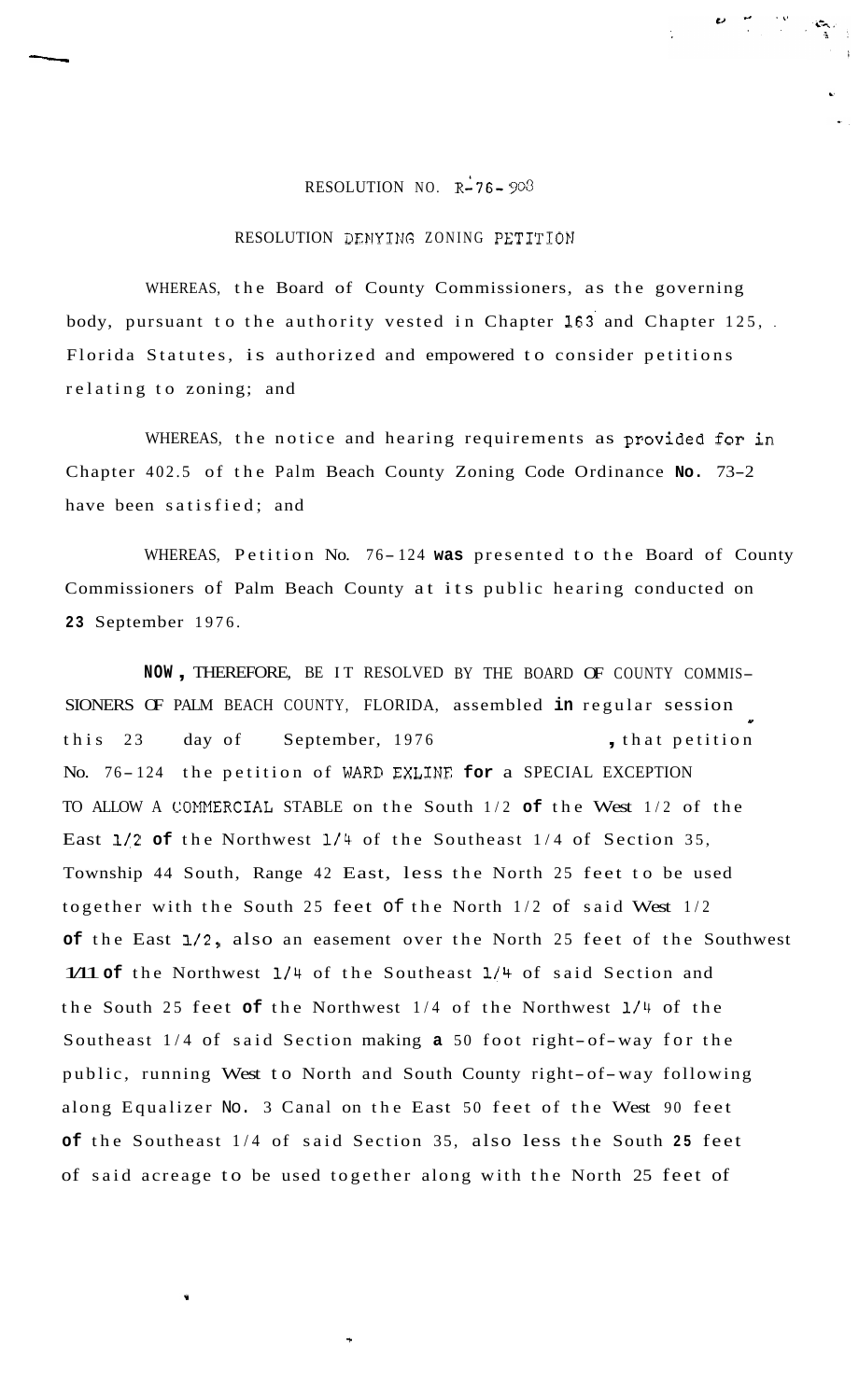RESOLUTION NO. R-76-908

RESOLUTION DENYING ZONING PETITION

WHEREAS, the Board of County Commissioners, as the governing body, pursuant to the authority vested in Chapter 163 and Chapter 125, Florida Statutes, is authorized and empowered to consider petitions relating to zoning; and

WHEREAS, the notice and hearing requirements as provided for in Chapter 402.5 of the Palm Beach County Zoning Code Ordinance **No.** 73-2 have been satisfied; and

WHEREAS, Petition No. 76-124 **was** presented to the Board of County Commissioners of Palm Beach County at its public hearing conducted on **23** September 1976.

**NOW**, THEREFORE, BE IT RESOLVED BY THE BOARD OF COUNTY COMMISSIONERS OF PALM BEACH COUNTY, FLORIDA, assembled **in** regular session this 23 day of September, 1976, that petition No. 76-124 the petition of WARD EXLINE **for** a SPECIAL EXCEPTION TO ALLOW A COMMERCIAL STABLE on the South 1/2 **of** the West 1/2 of the East 1/2 **of** the Northwest 1/4 of the Southeast 1/4 of Section 35, Township 44 South, Range 42 East, less the North 25 feet to be used together with the South 25 feet of the North 1/2 of said West 1/2 **of** the East 1/2, also an easement over the North 25 feet of the Southwest 1/11 **of** the Northwest 1/4 of the Southeast 1/4 of said Section and the South 25 feet **of** the Northwest 1/4 of the Northwest 1/4 of the Southeast 1/4 of said Section making **a** 50 foot right-of-way for the public, running West to North and South County right-of-way following along Equalizer No. 3 Canal on the East 50 feet of the West 90 feet **of** the Southeast 1/4 of said Section 35, also less the South **25** feet of said acreage to be used together along with the North 25 feet of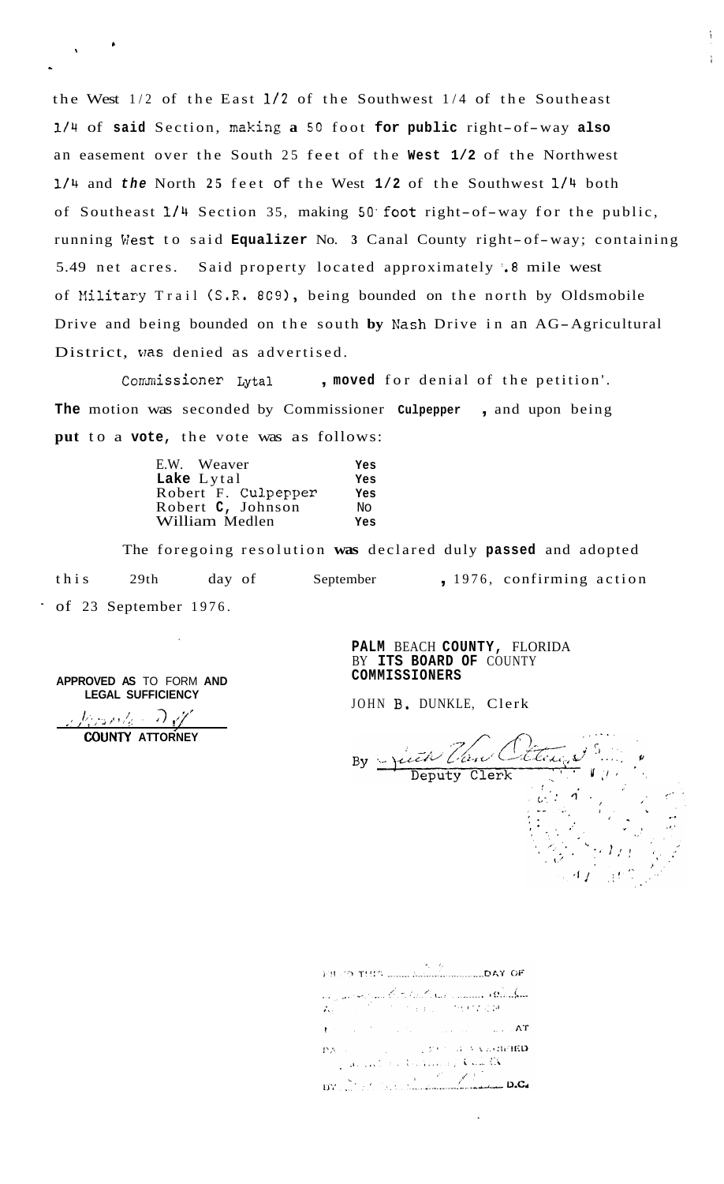the West 1/2 of the East 1/2 of the Southwest 1/4 of the Southeast 1/4 of said Section, making a 50 foot for public right-of-way also an easement over the South 25 feet of the West 1/2 of the Northwest 1/4 and the North 25 feet of the West 1/2 of the Southwest 1/4 both of Southeast 1/4 Section 35, making 50 foot right-of-way for the public, running West to said Equalizer No. 3 Canal County right-of-way; containing 5.49 net acres. Said property located approximately .8 mile west of Military Trail (S.R. 809), being bounded on the north by Oldsmobile Drive and being bounded on the south by Nash Drive in an AG-Agricultural District, was denied as advertised.

Commissioner Lytal, moved for denial of the petition'. The motion was seconded by Commissioner Culpepper, and upon being put to a vote, the vote was as follows:

| | |
|---|---|
| E.W. Weaver | Yes |
| Lake Lytal | Yes |
| Robert F. Culpepper | Yes |
| Robert C. Johnson | No |
| William Medlen | Yes |

The foregoing resolution was declared duly passed and adopted this 29th day of September, 1976, confirming action of 23 September 1976.

APPROVED AS TO FORM AND LEGAL SUFFICIENCY

COUNTY ATTORNEY

PALM BEACH COUNTY, FLORIDA
BY ITS BOARD OF COUNTY COMMISSIONERS

JOHN B. DUNKLE, Clerk

By
Deputy Clerk

FILED THIS ____ DAY OF ____ AT ____ D.C.